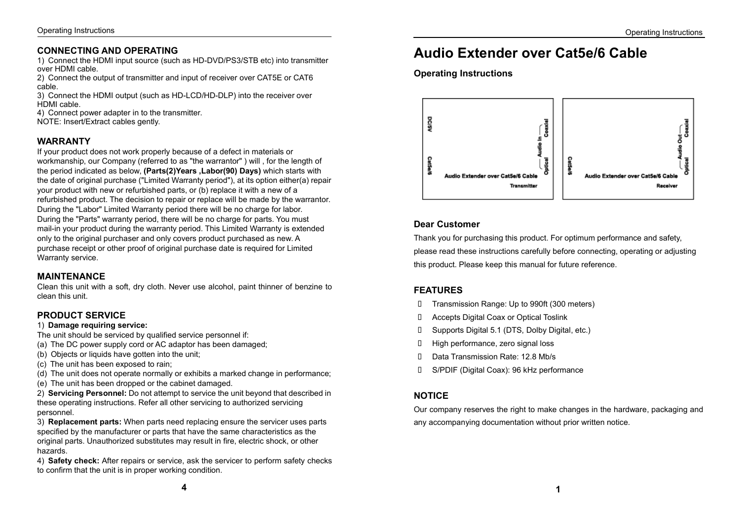## CONNECTING AND OPERATING

1) Connect the HDMI input source (such as HD-DVD/PS3/STB etc) into transmitter over HDMI cable.
2) Connect the output of transmitter and input of receiver over CAT5E or CAT6 cable.
3) Connect the HDMI output (such as HD-LCD/HD-DLP) into the receiver over HDMI cable.
4) Connect power adapter in to the transmitter.

NOTE: Insert/Extract cables gently.

## WARRANTY

If your product does not work properly because of a defect in materials or workmanship, our Company (referred to as "the warrantor" ) will , for the length of the period indicated as below, **(Parts(2)Years ,Labor(90) Days)** which starts with the date of original purchase ("Limited Warranty period"), at its option either(a) repair your product with new or refurbished parts, or (b) replace it with a new of a refurbished product. The decision to repair or replace will be made by the warrantor. During the "Labor" Limited Warranty period there will be no charge for labor. During the "Parts" warranty period, there will be no charge for parts. You must mail-in your product during the warranty period. This Limited Warranty is extended only to the original purchaser and only covers product purchased as new. A purchase receipt or other proof of original purchase date is required for Limited Warranty service.

## MAINTENANCE

Clean this unit with a soft, dry cloth. Never use alcohol, paint thinner of benzine to clean this unit.

## PRODUCT SERVICE

1) **Damage requiring service:**

The unit should be serviced by qualified service personnel if:

(a) The DC power supply cord or AC adaptor has been damaged;
(b) Objects or liquids have gotten into the unit;
(c) The unit has been exposed to rain;
(d) The unit does not operate normally or exhibits a marked change in performance;
(e) The unit has been dropped or the cabinet damaged.

2) **Servicing Personnel:** Do not attempt to service the unit beyond that described in these operating instructions. Refer all other servicing to authorized servicing personnel.

3) **Replacement parts:** When parts need replacing ensure the servicer uses parts specified by the manufacturer or parts that have the same characteristics as the original parts. Unauthorized substitutes may result in fire, electric shock, or other hazards.

4) **Safety check:** After repairs or service, ask the servicer to perform safety checks to confirm that the unit is in proper working condition.

# Audio Extender over Cat5e/6 Cable

### Operating Instructions

DC/5V — Cat5e/6 — Audio Extender over Cat5e/6 Cable — Transmitter — Audio In — Optical — Coaxial

Cat5e/6 — Audio Extender over Cat5e/6 Cable — Receiver — Audio Out — Optical — Coaxial

### Dear Customer

Thank you for purchasing this product. For optimum performance and safety, please read these instructions carefully before connecting, operating or adjusting this product. Please keep this manual for future reference.

### FEATURES

- Transmission Range: Up to 990ft (300 meters)
- Accepts Digital Coax or Optical Toslink
- Supports Digital 5.1 (DTS, Dolby Digital, etc.)
- High performance, zero signal loss
- Data Transmission Rate: 12.8 Mb/s
- S/PDIF (Digital Coax): 96 kHz performance

### NOTICE

Our company reserves the right to make changes in the hardware, packaging and any accompanying documentation without prior written notice.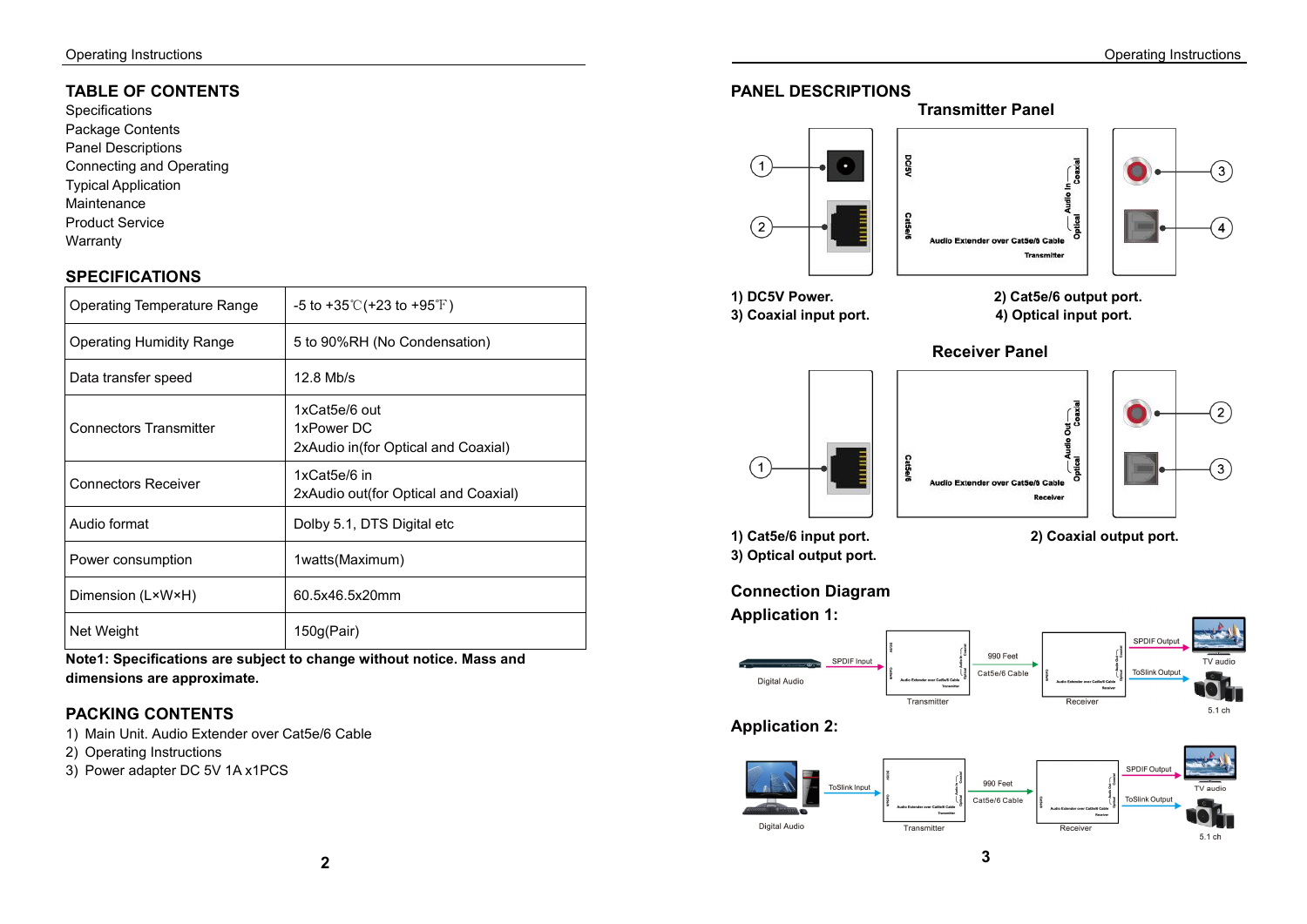# TABLE OF CONTENTS

Specifications
Package Contents
Panel Descriptions
Connecting and Operating
Typical Application
Maintenance
Product Service
Warranty

## SPECIFICATIONS

| | |
|---|---|
| Operating Temperature Range | -5 to +35℃(+23 to +95℉) |
| Operating Humidity Range | 5 to 90%RH (No Condensation) |
| Data transfer speed | 12.8 Mb/s |
| Connectors Transmitter | 1xCat5e/6 out<br>1xPower DC<br>2xAudio in(for Optical and Coaxial) |
| Connectors Receiver | 1xCat5e/6 in<br>2xAudio out(for Optical and Coaxial) |
| Audio format | Dolby 5.1, DTS Digital etc |
| Power consumption | 1watts(Maximum) |
| Dimension (L×W×H) | 60.5x46.5x20mm |
| Net Weight | 150g(Pair) |

**Note1: Specifications are subject to change without notice. Mass and dimensions are approximate.**

## PACKING CONTENTS

1) Main Unit. Audio Extender over Cat5e/6 Cable
2) Operating Instructions
3) Power adapter DC 5V 1A x1PCS

## PANEL DESCRIPTIONS

### Transmitter Panel

DC5V
Cat5e/6
Audio In
Coaxial
Optical
Audio Extender over Cat5e/6 Cable
Transmitter

**1) DC5V Power.**
**2) Cat5e/6 output port.**
**3) Coaxial input port.**
**4) Optical input port.**

### Receiver Panel

Cat5e/6
Audio Out
Coaxial
Optical
Audio Extender over Cat5e/6 Cable
Receiver

**1) Cat5e/6 input port.**
**2) Coaxial output port.**
**3) Optical output port.**

### Connection Diagram

### Application 1:

Digital Audio
SPDIF Input
Transmitter
990 Feet
Cat5e/6 Cable
Receiver
SPDIF Output
ToSlink Output
TV audio
5.1 ch

### Application 2:

Digital Audio
ToSlink Input
Transmitter
990 Feet
Cat5e/6 Cable
Receiver
SPDIF Output
ToSlink Output
TV audio
5.1 ch